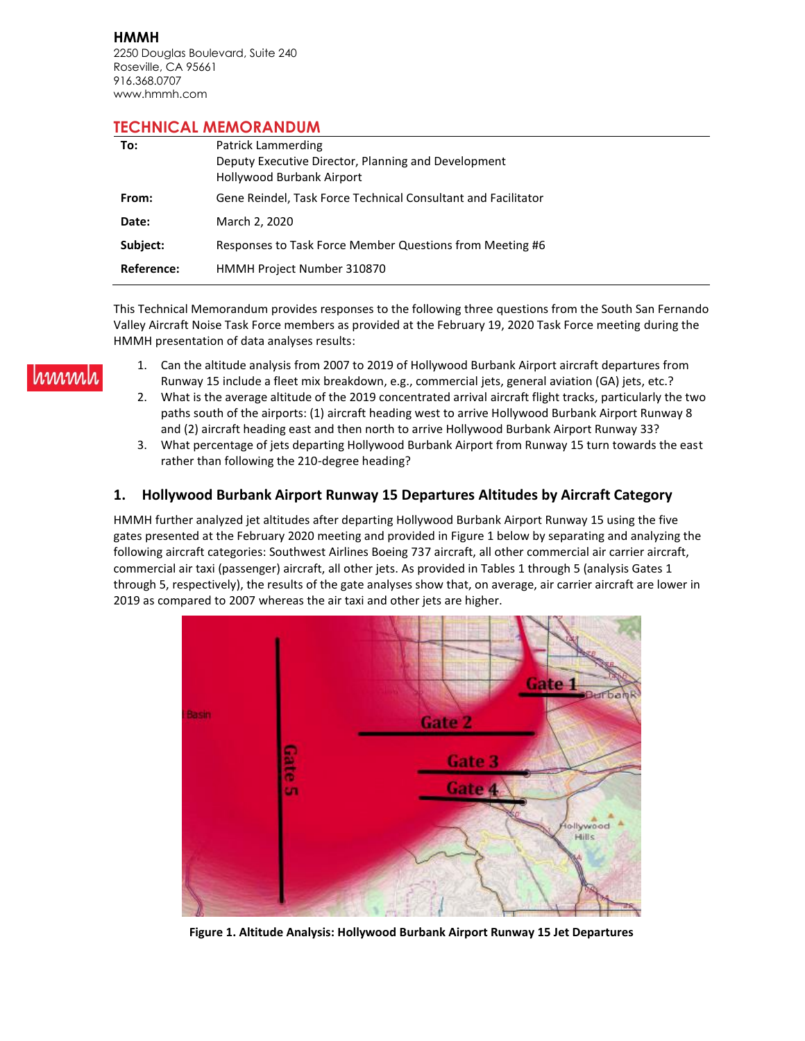**HMMH**
2250 Douglas Boulevard, Suite 240
Roseville, CA 95661
916.368.0707
www.hmmh.com

## TECHNICAL MEMORANDUM

| | |
|---|---|
| **To:** | Patrick Lammerding<br>Deputy Executive Director, Planning and Development<br>Hollywood Burbank Airport |
| **From:** | Gene Reindel, Task Force Technical Consultant and Facilitator |
| **Date:** | March 2, 2020 |
| **Subject:** | Responses to Task Force Member Questions from Meeting #6 |
| **Reference:** | HMMH Project Number 310870 |

This Technical Memorandum provides responses to the following three questions from the South San Fernando Valley Aircraft Noise Task Force members as provided at the February 19, 2020 Task Force meeting during the HMMH presentation of data analyses results:

1. Can the altitude analysis from 2007 to 2019 of Hollywood Burbank Airport aircraft departures from Runway 15 include a fleet mix breakdown, e.g., commercial jets, general aviation (GA) jets, etc.?
2. What is the average altitude of the 2019 concentrated arrival aircraft flight tracks, particularly the two paths south of the airports: (1) aircraft heading west to arrive Hollywood Burbank Airport Runway 8 and (2) aircraft heading east and then north to arrive Hollywood Burbank Airport Runway 33?
3. What percentage of jets departing Hollywood Burbank Airport from Runway 15 turn towards the east rather than following the 210-degree heading?

### 1. Hollywood Burbank Airport Runway 15 Departures Altitudes by Aircraft Category

HMMH further analyzed jet altitudes after departing Hollywood Burbank Airport Runway 15 using the five gates presented at the February 2020 meeting and provided in Figure 1 below by separating and analyzing the following aircraft categories: Southwest Airlines Boeing 737 aircraft, all other commercial air carrier aircraft, commercial air taxi (passenger) aircraft, all other jets. As provided in Tables 1 through 5 (analysis Gates 1 through 5, respectively), the results of the gate analyses show that, on average, air carrier aircraft are lower in 2019 as compared to 2007 whereas the air taxi and other jets are higher.

**Figure 1. Altitude Analysis: Hollywood Burbank Airport Runway 15 Jet Departures**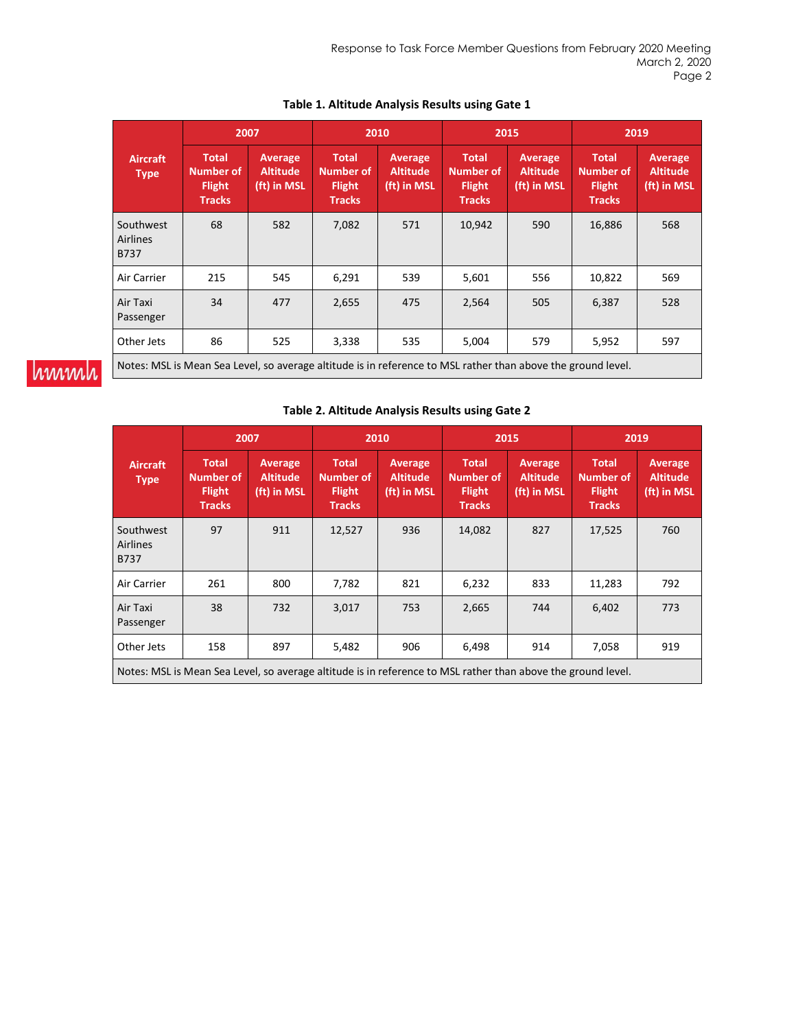**Table 1. Altitude Analysis Results using Gate 1**

| Aircraft Type | 2007 | | 2010 | | 2015 | | 2019 | |
|---|---|---|---|---|---|---|---|---|
| | Total Number of Flight Tracks | Average Altitude (ft) in MSL | Total Number of Flight Tracks | Average Altitude (ft) in MSL | Total Number of Flight Tracks | Average Altitude (ft) in MSL | Total Number of Flight Tracks | Average Altitude (ft) in MSL |
| Southwest Airlines B737 | 68 | 582 | 7,082 | 571 | 10,942 | 590 | 16,886 | 568 |
| Air Carrier | 215 | 545 | 6,291 | 539 | 5,601 | 556 | 10,822 | 569 |
| Air Taxi Passenger | 34 | 477 | 2,655 | 475 | 2,564 | 505 | 6,387 | 528 |
| Other Jets | 86 | 525 | 3,338 | 535 | 5,004 | 579 | 5,952 | 597 |
| Notes: MSL is Mean Sea Level, so average altitude is in reference to MSL rather than above the ground level. | | | | | | | | |

**Table 2. Altitude Analysis Results using Gate 2**

| Aircraft Type | 2007 | | 2010 | | 2015 | | 2019 | |
|---|---|---|---|---|---|---|---|---|
| | Total Number of Flight Tracks | Average Altitude (ft) in MSL | Total Number of Flight Tracks | Average Altitude (ft) in MSL | Total Number of Flight Tracks | Average Altitude (ft) in MSL | Total Number of Flight Tracks | Average Altitude (ft) in MSL |
| Southwest Airlines B737 | 97 | 911 | 12,527 | 936 | 14,082 | 827 | 17,525 | 760 |
| Air Carrier | 261 | 800 | 7,782 | 821 | 6,232 | 833 | 11,283 | 792 |
| Air Taxi Passenger | 38 | 732 | 3,017 | 753 | 2,665 | 744 | 6,402 | 773 |
| Other Jets | 158 | 897 | 5,482 | 906 | 6,498 | 914 | 7,058 | 919 |
| Notes: MSL is Mean Sea Level, so average altitude is in reference to MSL rather than above the ground level. | | | | | | | | |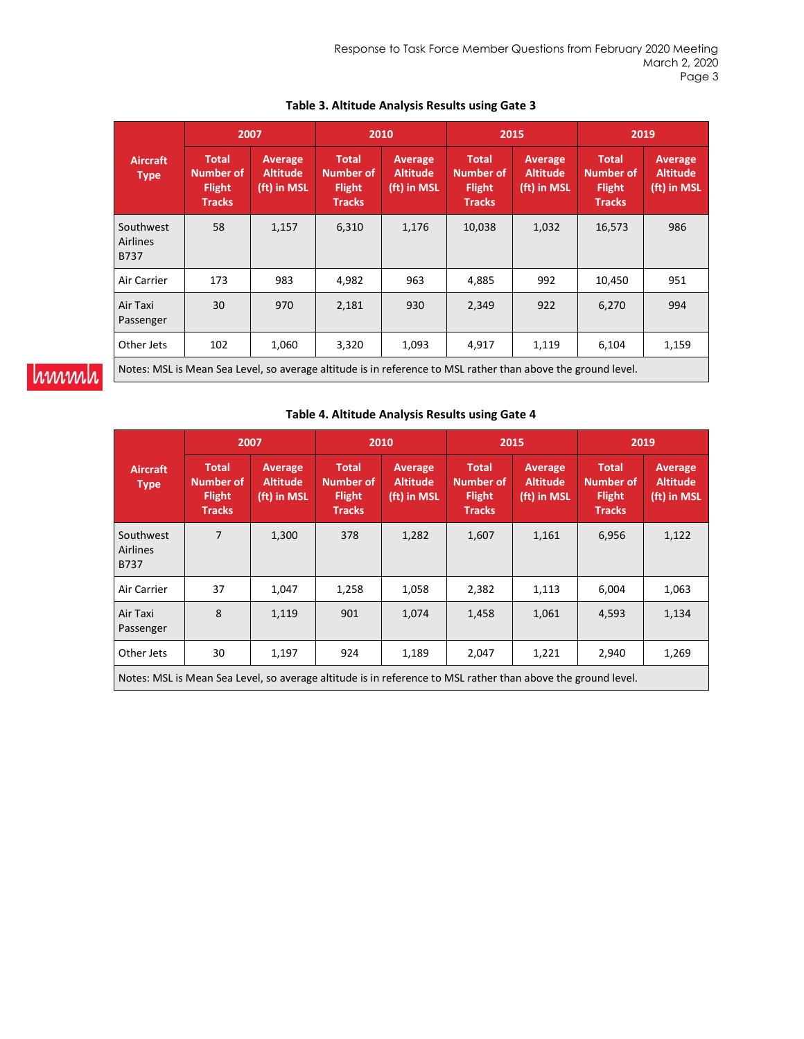**Table 3. Altitude Analysis Results using Gate 3**

| Aircraft Type | 2007 | | 2010 | | 2015 | | 2019 | |
|---|---|---|---|---|---|---|---|---|
| | Total Number of Flight Tracks | Average Altitude (ft) in MSL | Total Number of Flight Tracks | Average Altitude (ft) in MSL | Total Number of Flight Tracks | Average Altitude (ft) in MSL | Total Number of Flight Tracks | Average Altitude (ft) in MSL |
| Southwest Airlines B737 | 58 | 1,157 | 6,310 | 1,176 | 10,038 | 1,032 | 16,573 | 986 |
| Air Carrier | 173 | 983 | 4,982 | 963 | 4,885 | 992 | 10,450 | 951 |
| Air Taxi Passenger | 30 | 970 | 2,181 | 930 | 2,349 | 922 | 6,270 | 994 |
| Other Jets | 102 | 1,060 | 3,320 | 1,093 | 4,917 | 1,119 | 6,104 | 1,159 |
| Notes: MSL is Mean Sea Level, so average altitude is in reference to MSL rather than above the ground level. | | | | | | | | |

**Table 4. Altitude Analysis Results using Gate 4**

| Aircraft Type | 2007 | | 2010 | | 2015 | | 2019 | |
|---|---|---|---|---|---|---|---|---|
| | Total Number of Flight Tracks | Average Altitude (ft) in MSL | Total Number of Flight Tracks | Average Altitude (ft) in MSL | Total Number of Flight Tracks | Average Altitude (ft) in MSL | Total Number of Flight Tracks | Average Altitude (ft) in MSL |
| Southwest Airlines B737 | 7 | 1,300 | 378 | 1,282 | 1,607 | 1,161 | 6,956 | 1,122 |
| Air Carrier | 37 | 1,047 | 1,258 | 1,058 | 2,382 | 1,113 | 6,004 | 1,063 |
| Air Taxi Passenger | 8 | 1,119 | 901 | 1,074 | 1,458 | 1,061 | 4,593 | 1,134 |
| Other Jets | 30 | 1,197 | 924 | 1,189 | 2,047 | 1,221 | 2,940 | 1,269 |
| Notes: MSL is Mean Sea Level, so average altitude is in reference to MSL rather than above the ground level. | | | | | | | | |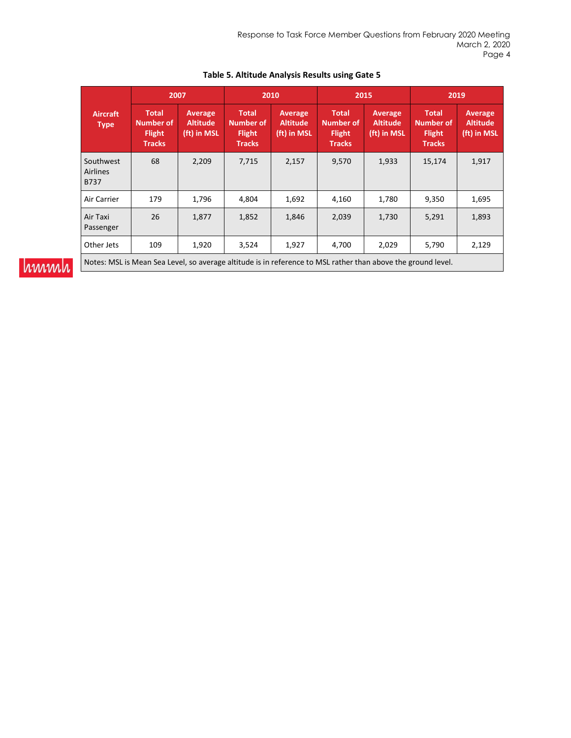**Table 5. Altitude Analysis Results using Gate 5**

| Aircraft Type | 2007 | | 2010 | | 2015 | | 2019 | |
|---|---|---|---|---|---|---|---|---|
| | Total Number of Flight Tracks | Average Altitude (ft) in MSL | Total Number of Flight Tracks | Average Altitude (ft) in MSL | Total Number of Flight Tracks | Average Altitude (ft) in MSL | Total Number of Flight Tracks | Average Altitude (ft) in MSL |
| Southwest Airlines B737 | 68 | 2,209 | 7,715 | 2,157 | 9,570 | 1,933 | 15,174 | 1,917 |
| Air Carrier | 179 | 1,796 | 4,804 | 1,692 | 4,160 | 1,780 | 9,350 | 1,695 |
| Air Taxi Passenger | 26 | 1,877 | 1,852 | 1,846 | 2,039 | 1,730 | 5,291 | 1,893 |
| Other Jets | 109 | 1,920 | 3,524 | 1,927 | 4,700 | 2,029 | 5,790 | 2,129 |
| Notes: MSL is Mean Sea Level, so average altitude is in reference to MSL rather than above the ground level. | | | | | | | | |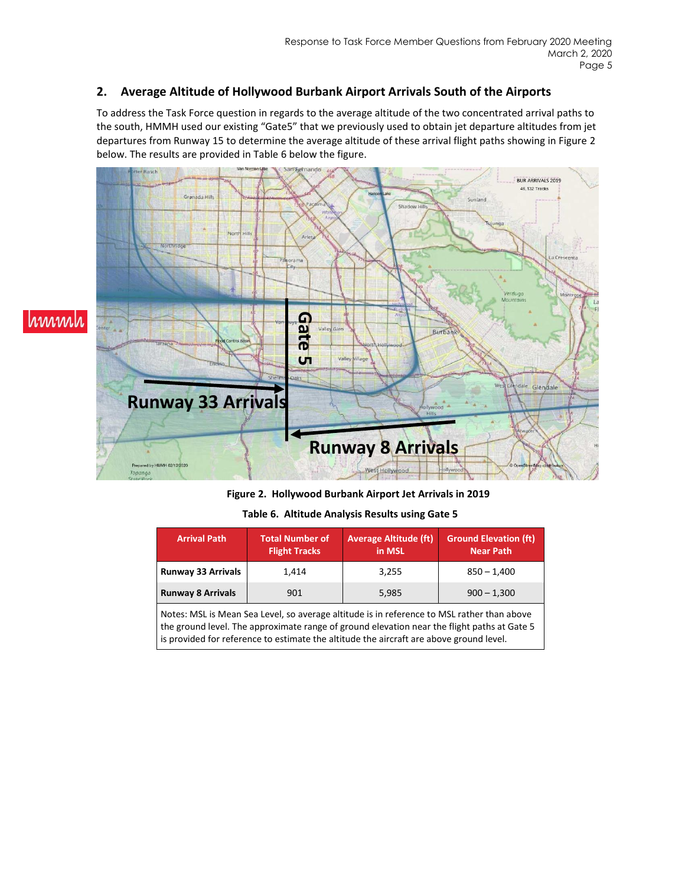## 2. Average Altitude of Hollywood Burbank Airport Arrivals South of the Airports

To address the Task Force question in regards to the average altitude of the two concentrated arrival paths to the south, HMMH used our existing "Gate5" that we previously used to obtain jet departure altitudes from jet departures from Runway 15 to determine the average altitude of these arrival flight paths showing in Figure 2 below. The results are provided in Table 6 below the figure.

**Figure 2. Hollywood Burbank Airport Jet Arrivals in 2019**

**Table 6. Altitude Analysis Results using Gate 5**

| Arrival Path | Total Number of Flight Tracks | Average Altitude (ft) in MSL | Ground Elevation (ft) Near Path |
|---|---|---|---|
| **Runway 33 Arrivals** | 1,414 | 3,255 | 850 – 1,400 |
| **Runway 8 Arrivals** | 901 | 5,985 | 900 – 1,300 |

Notes: MSL is Mean Sea Level, so average altitude is in reference to MSL rather than above the ground level. The approximate range of ground elevation near the flight paths at Gate 5 is provided for reference to estimate the altitude the aircraft are above ground level.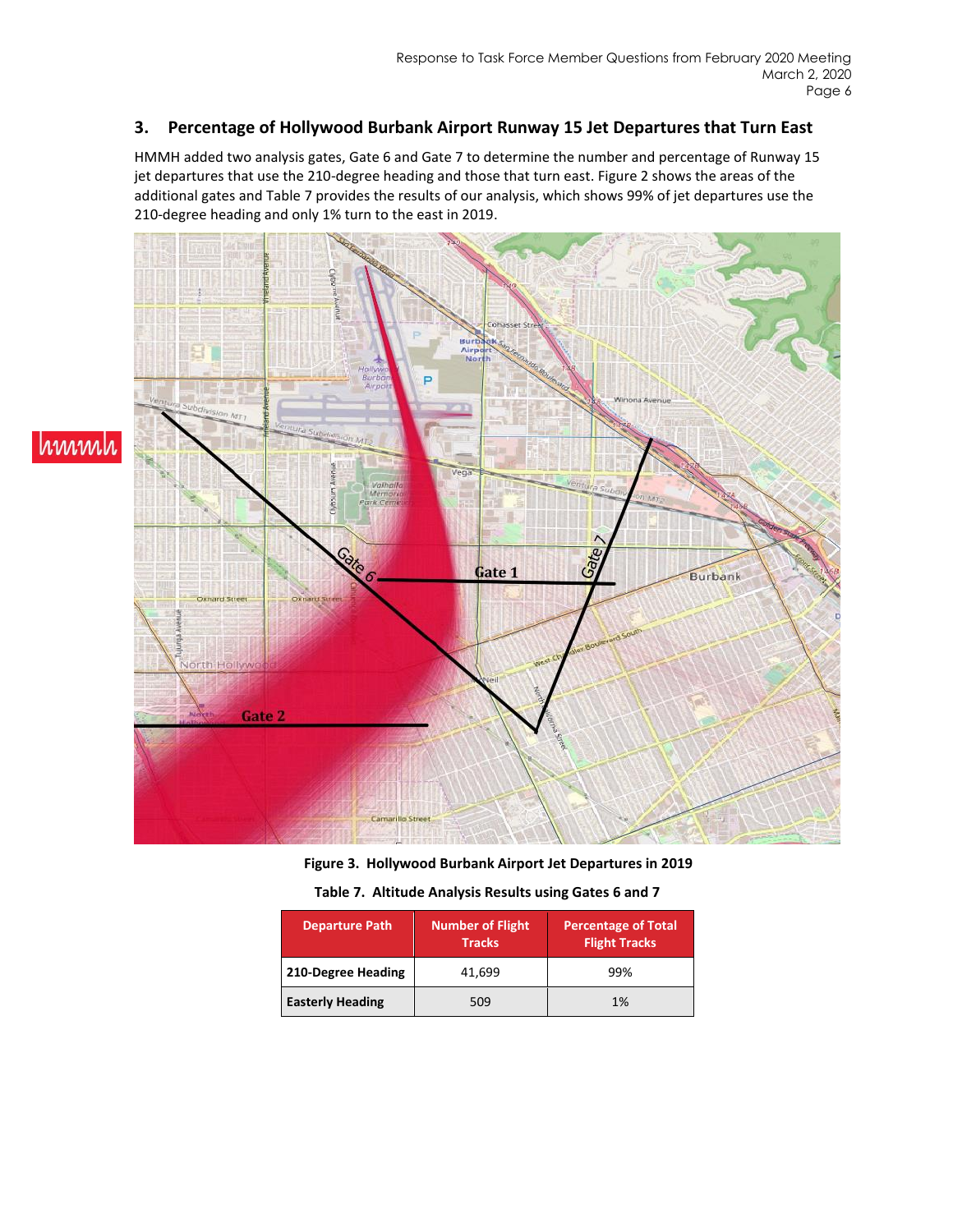## 3. Percentage of Hollywood Burbank Airport Runway 15 Jet Departures that Turn East

HMMH added two analysis gates, Gate 6 and Gate 7 to determine the number and percentage of Runway 15 jet departures that use the 210-degree heading and those that turn east. Figure 2 shows the areas of the additional gates and Table 7 provides the results of our analysis, which shows 99% of jet departures use the 210-degree heading and only 1% turn to the east in 2019.

Gate 6

Gate 1

Gate 7

Gate 2

**Figure 3. Hollywood Burbank Airport Jet Departures in 2019**

**Table 7. Altitude Analysis Results using Gates 6 and 7**

| Departure Path | Number of Flight Tracks | Percentage of Total Flight Tracks |
|---|---|---|
| **210-Degree Heading** | 41,699 | 99% |
| **Easterly Heading** | 509 | 1% |